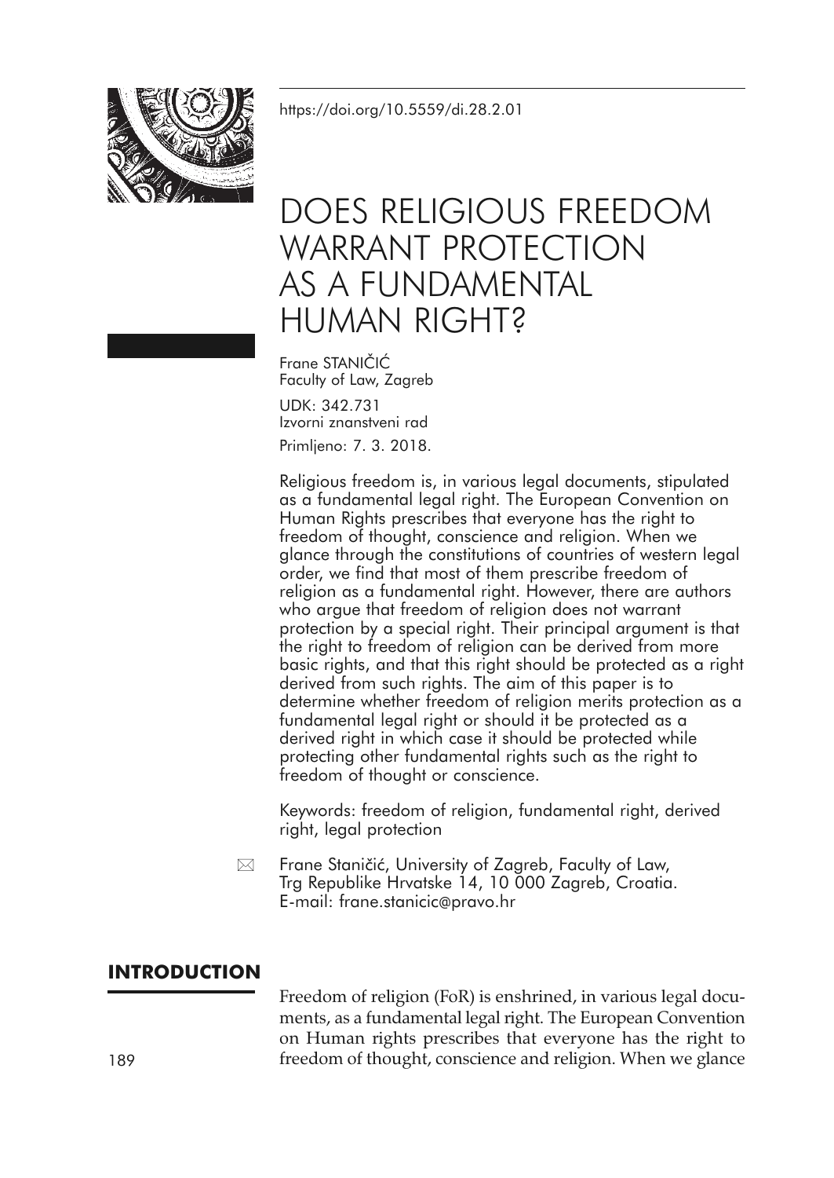https://doi.org/10.5559/di.28.2.01

# DOES RELIGIOUS FREEDOM WARRANT PROTECTION AS A FUNDAMENTAL HUMAN RIGHT?

Frane STANIČIĆ
Faculty of Law, Zagreb

UDK: 342.731
Izvorni znanstveni rad

Primljeno: 7. 3. 2018.

Religious freedom is, in various legal documents, stipulated as a fundamental legal right. The European Convention on Human Rights prescribes that everyone has the right to freedom of thought, conscience and religion. When we glance through the constitutions of countries of western legal order, we find that most of them prescribe freedom of religion as a fundamental right. However, there are authors who argue that freedom of religion does not warrant protection by a special right. Their principal argument is that the right to freedom of religion can be derived from more basic rights, and that this right should be protected as a right derived from such rights. The aim of this paper is to determine whether freedom of religion merits protection as a fundamental legal right or should it be protected as a derived right in which case it should be protected while protecting other fundamental rights such as the right to freedom of thought or conscience.

Keywords: freedom of religion, fundamental right, derived right, legal protection

✉ Frane Staničić, University of Zagreb, Faculty of Law, Trg Republike Hrvatske 14, 10 000 Zagreb, Croatia. E-mail: frane.stanicic@pravo.hr

## INTRODUCTION

Freedom of religion (FoR) is enshrined, in various legal documents, as a fundamental legal right. The European Convention on Human rights prescribes that everyone has the right to freedom of thought, conscience and religion. When we glance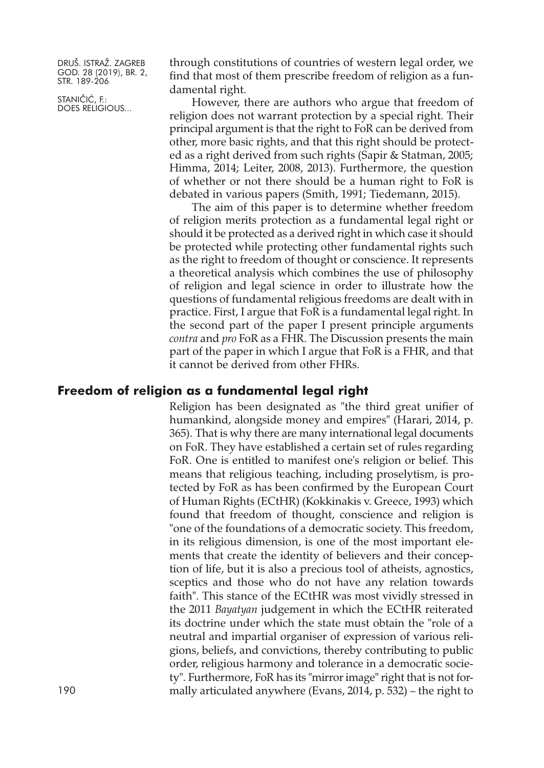through constitutions of countries of western legal order, we find that most of them prescribe freedom of religion as a fundamental right.

However, there are authors who argue that freedom of religion does not warrant protection by a special right. Their principal argument is that the right to FoR can be derived from other, more basic rights, and that this right should be protected as a right derived from such rights (Sapir & Statman, 2005; Himma, 2014; Leiter, 2008, 2013). Furthermore, the question of whether or not there should be a human right to FoR is debated in various papers (Smith, 1991; Tiedemann, 2015).

The aim of this paper is to determine whether freedom of religion merits protection as a fundamental legal right or should it be protected as a derived right in which case it should be protected while protecting other fundamental rights such as the right to freedom of thought or conscience. It represents a theoretical analysis which combines the use of philosophy of religion and legal science in order to illustrate how the questions of fundamental religious freedoms are dealt with in practice. First, I argue that FoR is a fundamental legal right. In the second part of the paper I present principle arguments *contra* and *pro* FoR as a FHR. The Discussion presents the main part of the paper in which I argue that FoR is a FHR, and that it cannot be derived from other FHRs.

## Freedom of religion as a fundamental legal right

Religion has been designated as "the third great unifier of humankind, alongside money and empires" (Harari, 2014, p. 365). That is why there are many international legal documents on FoR. They have established a certain set of rules regarding FoR. One is entitled to manifest one's religion or belief. This means that religious teaching, including proselytism, is protected by FoR as has been confirmed by the European Court of Human Rights (ECtHR) (Kokkinakis v. Greece, 1993) which found that freedom of thought, conscience and religion is "one of the foundations of a democratic society. This freedom, in its religious dimension, is one of the most important elements that create the identity of believers and their conception of life, but it is also a precious tool of atheists, agnostics, sceptics and those who do not have any relation towards faith". This stance of the ECtHR was most vividly stressed in the 2011 *Bayatyan* judgement in which the ECtHR reiterated its doctrine under which the state must obtain the "role of a neutral and impartial organiser of expression of various religions, beliefs, and convictions, thereby contributing to public order, religious harmony and tolerance in a democratic society". Furthermore, FoR has its "mirror image" right that is not formally articulated anywhere (Evans, 2014, p. 532) – the right to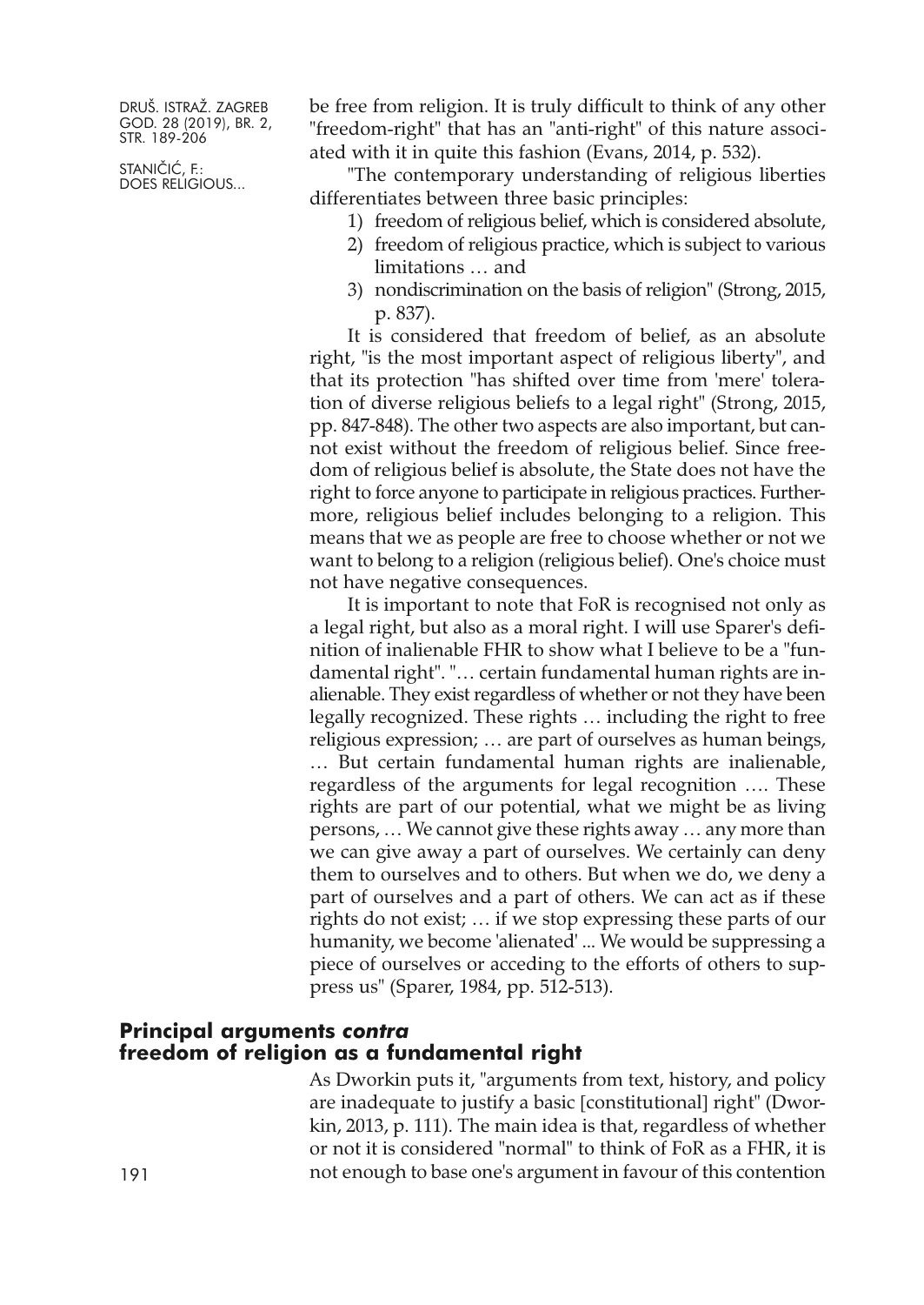be free from religion. It is truly difficult to think of any other "freedom-right" that has an "anti-right" of this nature associated with it in quite this fashion (Evans, 2014, p. 532).

"The contemporary understanding of religious liberties differentiates between three basic principles:

1) freedom of religious belief, which is considered absolute,
2) freedom of religious practice, which is subject to various limitations … and
3) nondiscrimination on the basis of religion" (Strong, 2015, p. 837).

It is considered that freedom of belief, as an absolute right, "is the most important aspect of religious liberty", and that its protection "has shifted over time from 'mere' toleration of diverse religious beliefs to a legal right" (Strong, 2015, pp. 847-848). The other two aspects are also important, but cannot exist without the freedom of religious belief. Since freedom of religious belief is absolute, the State does not have the right to force anyone to participate in religious practices. Furthermore, religious belief includes belonging to a religion. This means that we as people are free to choose whether or not we want to belong to a religion (religious belief). One's choice must not have negative consequences.

It is important to note that FoR is recognised not only as a legal right, but also as a moral right. I will use Sparer's definition of inalienable FHR to show what I believe to be a "fundamental right". "… certain fundamental human rights are inalienable. They exist regardless of whether or not they have been legally recognized. These rights … including the right to free religious expression; … are part of ourselves as human beings, … But certain fundamental human rights are inalienable, regardless of the arguments for legal recognition …. These rights are part of our potential, what we might be as living persons, … We cannot give these rights away … any more than we can give away a part of ourselves. We certainly can deny them to ourselves and to others. But when we do, we deny a part of ourselves and a part of others. We can act as if these rights do not exist; … if we stop expressing these parts of our humanity, we become 'alienated' ... We would be suppressing a piece of ourselves or acceding to the efforts of others to suppress us" (Sparer, 1984, pp. 512-513).

## Principal arguments *contra* freedom of religion as a fundamental right

As Dworkin puts it, "arguments from text, history, and policy are inadequate to justify a basic [constitutional] right" (Dworkin, 2013, p. 111). The main idea is that, regardless of whether or not it is considered "normal" to think of FoR as a FHR, it is not enough to base one's argument in favour of this contention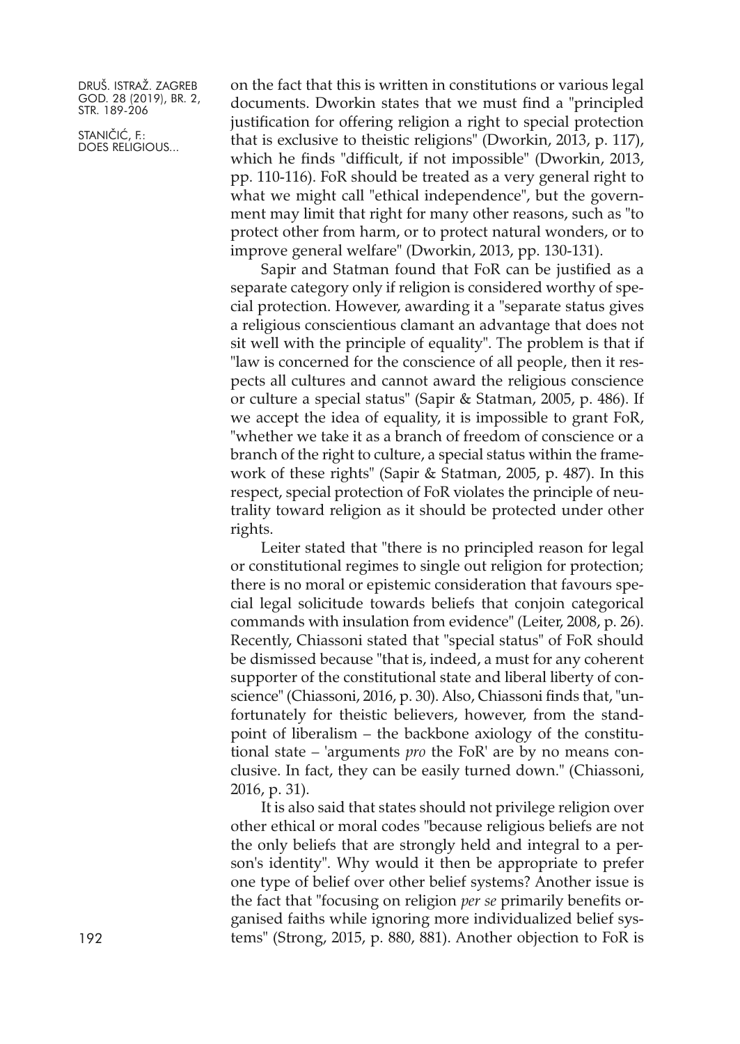on the fact that this is written in constitutions or various legal documents. Dworkin states that we must find a "principled justification for offering religion a right to special protection that is exclusive to theistic religions" (Dworkin, 2013, p. 117), which he finds "difficult, if not impossible" (Dworkin, 2013, pp. 110-116). FoR should be treated as a very general right to what we might call "ethical independence", but the government may limit that right for many other reasons, such as "to protect other from harm, or to protect natural wonders, or to improve general welfare" (Dworkin, 2013, pp. 130-131).

Sapir and Statman found that FoR can be justified as a separate category only if religion is considered worthy of special protection. However, awarding it a "separate status gives a religious conscientious clamant an advantage that does not sit well with the principle of equality". The problem is that if "law is concerned for the conscience of all people, then it respects all cultures and cannot award the religious conscience or culture a special status" (Sapir & Statman, 2005, p. 486). If we accept the idea of equality, it is impossible to grant FoR, "whether we take it as a branch of freedom of conscience or a branch of the right to culture, a special status within the framework of these rights" (Sapir & Statman, 2005, p. 487). In this respect, special protection of FoR violates the principle of neutrality toward religion as it should be protected under other rights.

Leiter stated that "there is no principled reason for legal or constitutional regimes to single out religion for protection; there is no moral or epistemic consideration that favours special legal solicitude towards beliefs that conjoin categorical commands with insulation from evidence" (Leiter, 2008, p. 26). Recently, Chiassoni stated that "special status" of FoR should be dismissed because "that is, indeed, a must for any coherent supporter of the constitutional state and liberal liberty of conscience" (Chiassoni, 2016, p. 30). Also, Chiassoni finds that, "unfortunately for theistic believers, however, from the standpoint of liberalism – the backbone axiology of the constitutional state – 'arguments *pro* the FoR' are by no means conclusive. In fact, they can be easily turned down." (Chiassoni, 2016, p. 31).

It is also said that states should not privilege religion over other ethical or moral codes "because religious beliefs are not the only beliefs that are strongly held and integral to a person's identity". Why would it then be appropriate to prefer one type of belief over other belief systems? Another issue is the fact that "focusing on religion *per se* primarily benefits organised faiths while ignoring more individualized belief systems" (Strong, 2015, p. 880, 881). Another objection to FoR is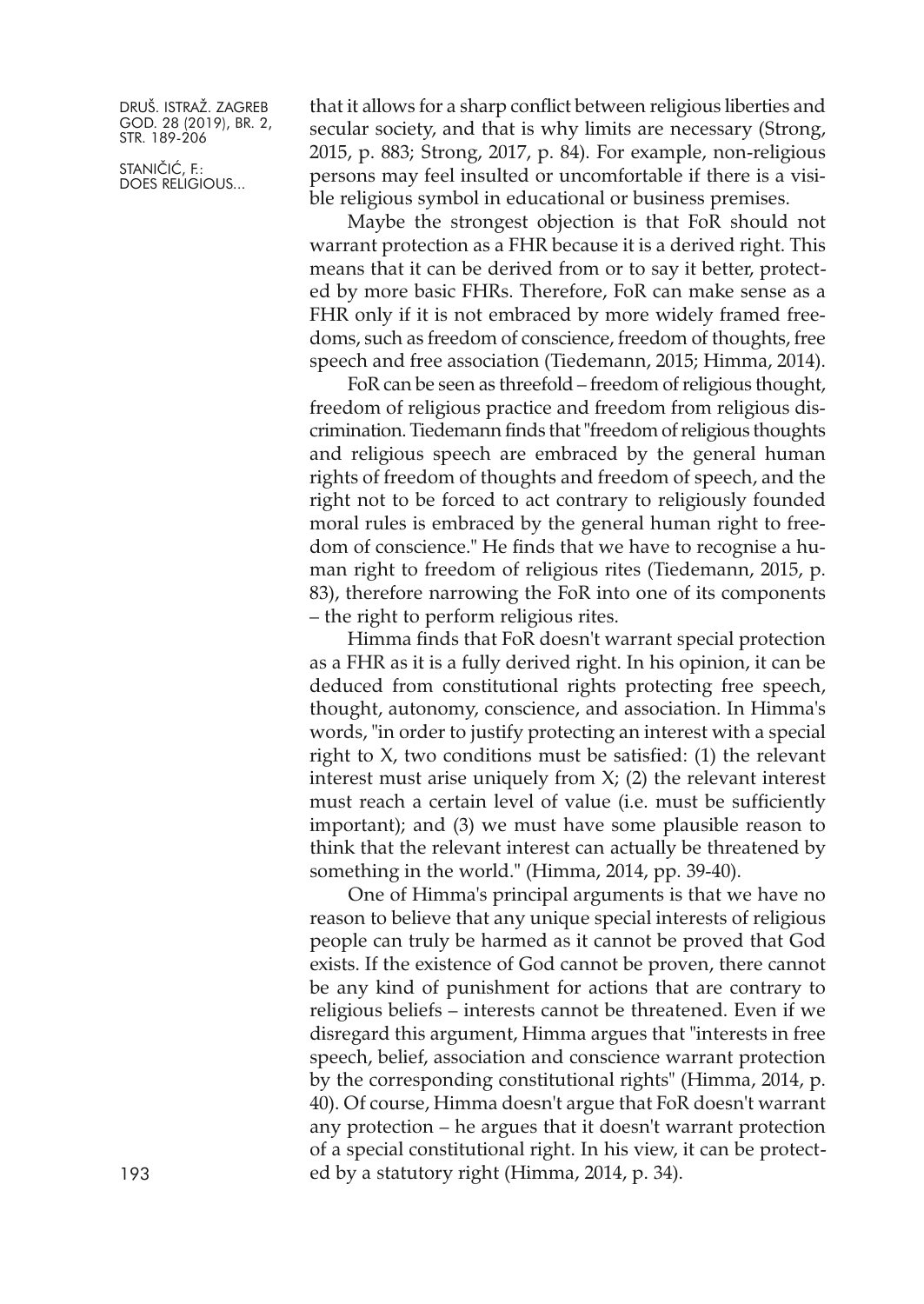that it allows for a sharp conflict between religious liberties and secular society, and that is why limits are necessary (Strong, 2015, p. 883; Strong, 2017, p. 84). For example, non-religious persons may feel insulted or uncomfortable if there is a visible religious symbol in educational or business premises.

Maybe the strongest objection is that FoR should not warrant protection as a FHR because it is a derived right. This means that it can be derived from or to say it better, protected by more basic FHRs. Therefore, FoR can make sense as a FHR only if it is not embraced by more widely framed freedoms, such as freedom of conscience, freedom of thoughts, free speech and free association (Tiedemann, 2015; Himma, 2014).

FoR can be seen as threefold – freedom of religious thought, freedom of religious practice and freedom from religious discrimination. Tiedemann finds that "freedom of religious thoughts and religious speech are embraced by the general human rights of freedom of thoughts and freedom of speech, and the right not to be forced to act contrary to religiously founded moral rules is embraced by the general human right to freedom of conscience." He finds that we have to recognise a human right to freedom of religious rites (Tiedemann, 2015, p. 83), therefore narrowing the FoR into one of its components – the right to perform religious rites.

Himma finds that FoR doesn't warrant special protection as a FHR as it is a fully derived right. In his opinion, it can be deduced from constitutional rights protecting free speech, thought, autonomy, conscience, and association. In Himma's words, "in order to justify protecting an interest with a special right to X, two conditions must be satisfied: (1) the relevant interest must arise uniquely from X; (2) the relevant interest must reach a certain level of value (i.e. must be sufficiently important); and (3) we must have some plausible reason to think that the relevant interest can actually be threatened by something in the world." (Himma, 2014, pp. 39-40).

One of Himma's principal arguments is that we have no reason to believe that any unique special interests of religious people can truly be harmed as it cannot be proved that God exists. If the existence of God cannot be proven, there cannot be any kind of punishment for actions that are contrary to religious beliefs – interests cannot be threatened. Even if we disregard this argument, Himma argues that "interests in free speech, belief, association and conscience warrant protection by the corresponding constitutional rights" (Himma, 2014, p. 40). Of course, Himma doesn't argue that FoR doesn't warrant any protection – he argues that it doesn't warrant protection of a special constitutional right. In his view, it can be protected by a statutory right (Himma, 2014, p. 34).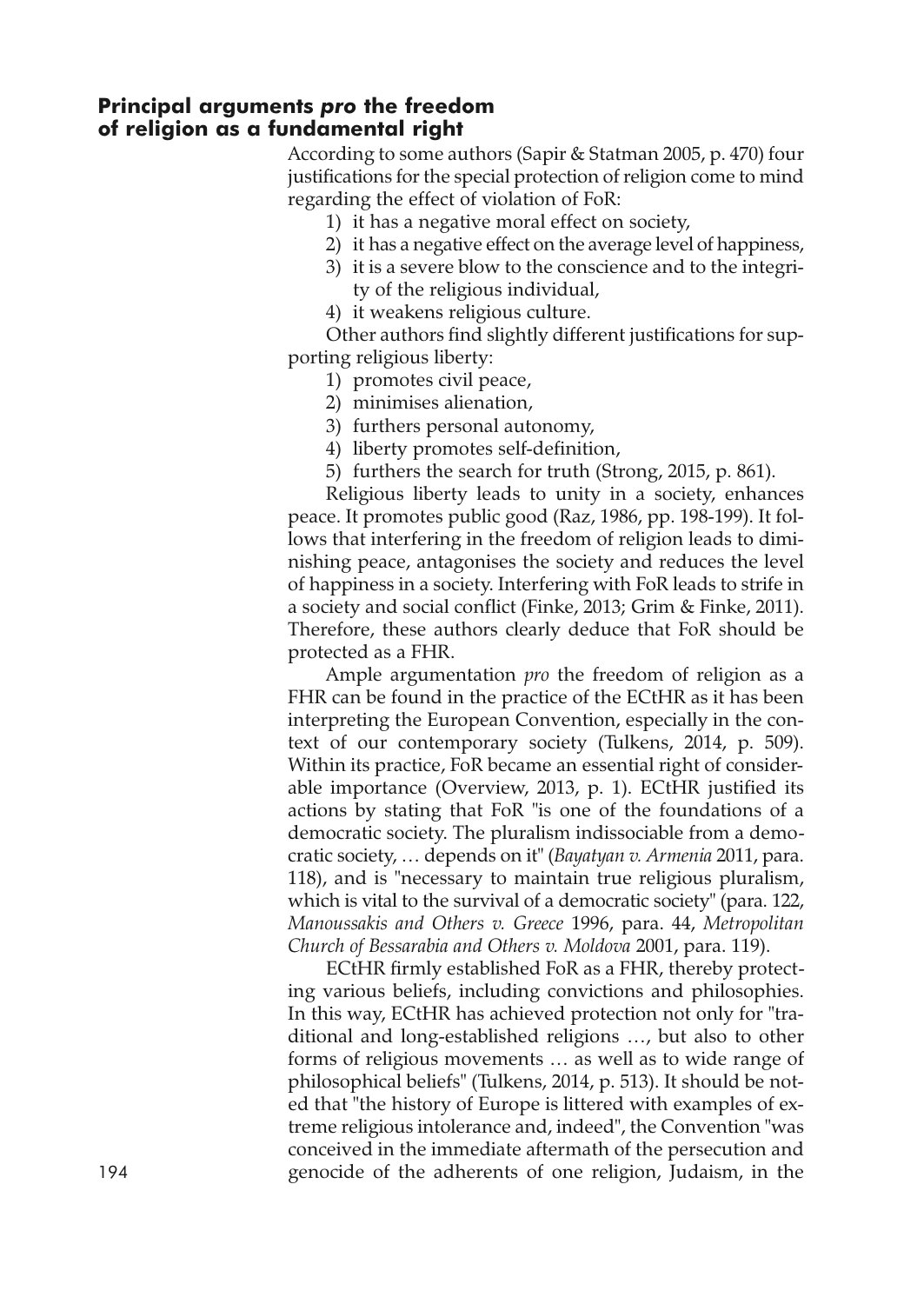## Principal arguments *pro* the freedom of religion as a fundamental right

According to some authors (Sapir & Statman 2005, p. 470) four justifications for the special protection of religion come to mind regarding the effect of violation of FoR:

1) it has a negative moral effect on society,
2) it has a negative effect on the average level of happiness,
3) it is a severe blow to the conscience and to the integrity of the religious individual,
4) it weakens religious culture.

Other authors find slightly different justifications for supporting religious liberty:

1) promotes civil peace,
2) minimises alienation,
3) furthers personal autonomy,
4) liberty promotes self-definition,
5) furthers the search for truth (Strong, 2015, p. 861).

Religious liberty leads to unity in a society, enhances peace. It promotes public good (Raz, 1986, pp. 198-199). It follows that interfering in the freedom of religion leads to diminishing peace, antagonises the society and reduces the level of happiness in a society. Interfering with FoR leads to strife in a society and social conflict (Finke, 2013; Grim & Finke, 2011). Therefore, these authors clearly deduce that FoR should be protected as a FHR.

Ample argumentation *pro* the freedom of religion as a FHR can be found in the practice of the ECtHR as it has been interpreting the European Convention, especially in the context of our contemporary society (Tulkens, 2014, p. 509). Within its practice, FoR became an essential right of considerable importance (Overview, 2013, p. 1). ECtHR justified its actions by stating that FoR "is one of the foundations of a democratic society. The pluralism indissociable from a democratic society, … depends on it" (*Bayatyan v. Armenia* 2011, para. 118), and is "necessary to maintain true religious pluralism, which is vital to the survival of a democratic society" (para. 122, *Manoussakis and Others v. Greece* 1996, para. 44, *Metropolitan Church of Bessarabia and Others v. Moldova* 2001, para. 119).

ECtHR firmly established FoR as a FHR, thereby protecting various beliefs, including convictions and philosophies. In this way, ECtHR has achieved protection not only for "traditional and long-established religions …, but also to other forms of religious movements … as well as to wide range of philosophical beliefs" (Tulkens, 2014, p. 513). It should be noted that "the history of Europe is littered with examples of extreme religious intolerance and, indeed", the Convention "was conceived in the immediate aftermath of the persecution and genocide of the adherents of one religion, Judaism, in the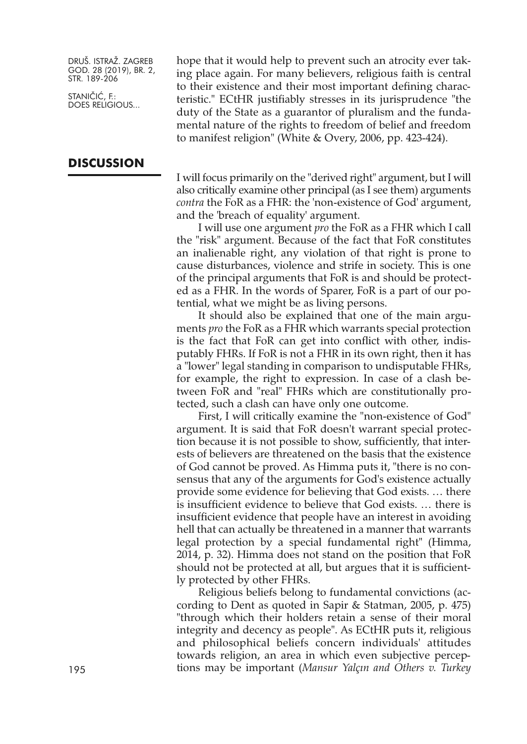hope that it would help to prevent such an atrocity ever taking place again. For many believers, religious faith is central to their existence and their most important defining characteristic." ECtHR justifiably stresses in its jurisprudence "the duty of the State as a guarantor of pluralism and the fundamental nature of the rights to freedom of belief and freedom to manifest religion" (White & Overy, 2006, pp. 423-424).

## DISCUSSION

I will focus primarily on the "derived right" argument, but I will also critically examine other principal (as I see them) arguments *contra* the FoR as a FHR: the 'non-existence of God' argument, and the 'breach of equality' argument.

I will use one argument *pro* the FoR as a FHR which I call the "risk" argument. Because of the fact that FoR constitutes an inalienable right, any violation of that right is prone to cause disturbances, violence and strife in society. This is one of the principal arguments that FoR is and should be protected as a FHR. In the words of Sparer, FoR is a part of our potential, what we might be as living persons.

It should also be explained that one of the main arguments *pro* the FoR as a FHR which warrants special protection is the fact that FoR can get into conflict with other, indisputably FHRs. If FoR is not a FHR in its own right, then it has a "lower" legal standing in comparison to undisputable FHRs, for example, the right to expression. In case of a clash between FoR and "real" FHRs which are constitutionally protected, such a clash can have only one outcome.

First, I will critically examine the "non-existence of God" argument. It is said that FoR doesn't warrant special protection because it is not possible to show, sufficiently, that interests of believers are threatened on the basis that the existence of God cannot be proved. As Himma puts it, "there is no consensus that any of the arguments for God's existence actually provide some evidence for believing that God exists. … there is insufficient evidence to believe that God exists. … there is insufficient evidence that people have an interest in avoiding hell that can actually be threatened in a manner that warrants legal protection by a special fundamental right" (Himma, 2014, p. 32). Himma does not stand on the position that FoR should not be protected at all, but argues that it is sufficiently protected by other FHRs.

Religious beliefs belong to fundamental convictions (according to Dent as quoted in Sapir & Statman, 2005, p. 475) "through which their holders retain a sense of their moral integrity and decency as people". As ECtHR puts it, religious and philosophical beliefs concern individuals' attitudes towards religion, an area in which even subjective perceptions may be important (*Mansur Yalçın and Others v. Turkey*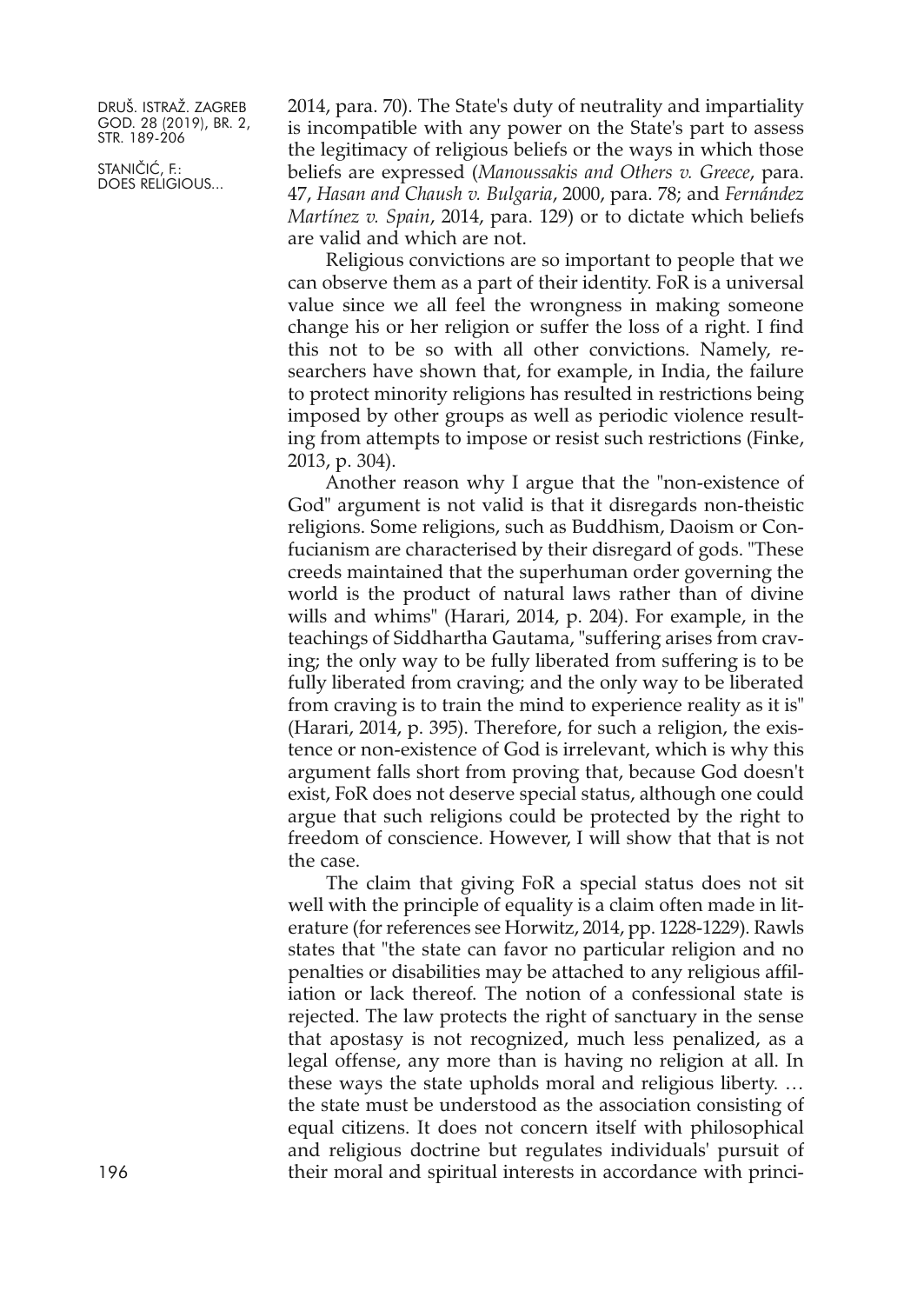2014, para. 70). The State's duty of neutrality and impartiality is incompatible with any power on the State's part to assess the legitimacy of religious beliefs or the ways in which those beliefs are expressed (*Manoussakis and Others v. Greece*, para. 47, *Hasan and Chaush v. Bulgaria*, 2000, para. 78; and *Fernández Martínez v. Spain*, 2014, para. 129) or to dictate which beliefs are valid and which are not.

Religious convictions are so important to people that we can observe them as a part of their identity. FoR is a universal value since we all feel the wrongness in making someone change his or her religion or suffer the loss of a right. I find this not to be so with all other convictions. Namely, researchers have shown that, for example, in India, the failure to protect minority religions has resulted in restrictions being imposed by other groups as well as periodic violence resulting from attempts to impose or resist such restrictions (Finke, 2013, p. 304).

Another reason why I argue that the "non-existence of God" argument is not valid is that it disregards non-theistic religions. Some religions, such as Buddhism, Daoism or Confucianism are characterised by their disregard of gods. "These creeds maintained that the superhuman order governing the world is the product of natural laws rather than of divine wills and whims" (Harari, 2014, p. 204). For example, in the teachings of Siddhartha Gautama, "suffering arises from craving; the only way to be fully liberated from suffering is to be fully liberated from craving; and the only way to be liberated from craving is to train the mind to experience reality as it is" (Harari, 2014, p. 395). Therefore, for such a religion, the existence or non-existence of God is irrelevant, which is why this argument falls short from proving that, because God doesn't exist, FoR does not deserve special status, although one could argue that such religions could be protected by the right to freedom of conscience. However, I will show that that is not the case.

The claim that giving FoR a special status does not sit well with the principle of equality is a claim often made in literature (for references see Horwitz, 2014, pp. 1228-1229). Rawls states that "the state can favor no particular religion and no penalties or disabilities may be attached to any religious affiliation or lack thereof. The notion of a confessional state is rejected. The law protects the right of sanctuary in the sense that apostasy is not recognized, much less penalized, as a legal offense, any more than is having no religion at all. In these ways the state upholds moral and religious liberty. … the state must be understood as the association consisting of equal citizens. It does not concern itself with philosophical and religious doctrine but regulates individuals' pursuit of their moral and spiritual interests in accordance with princi-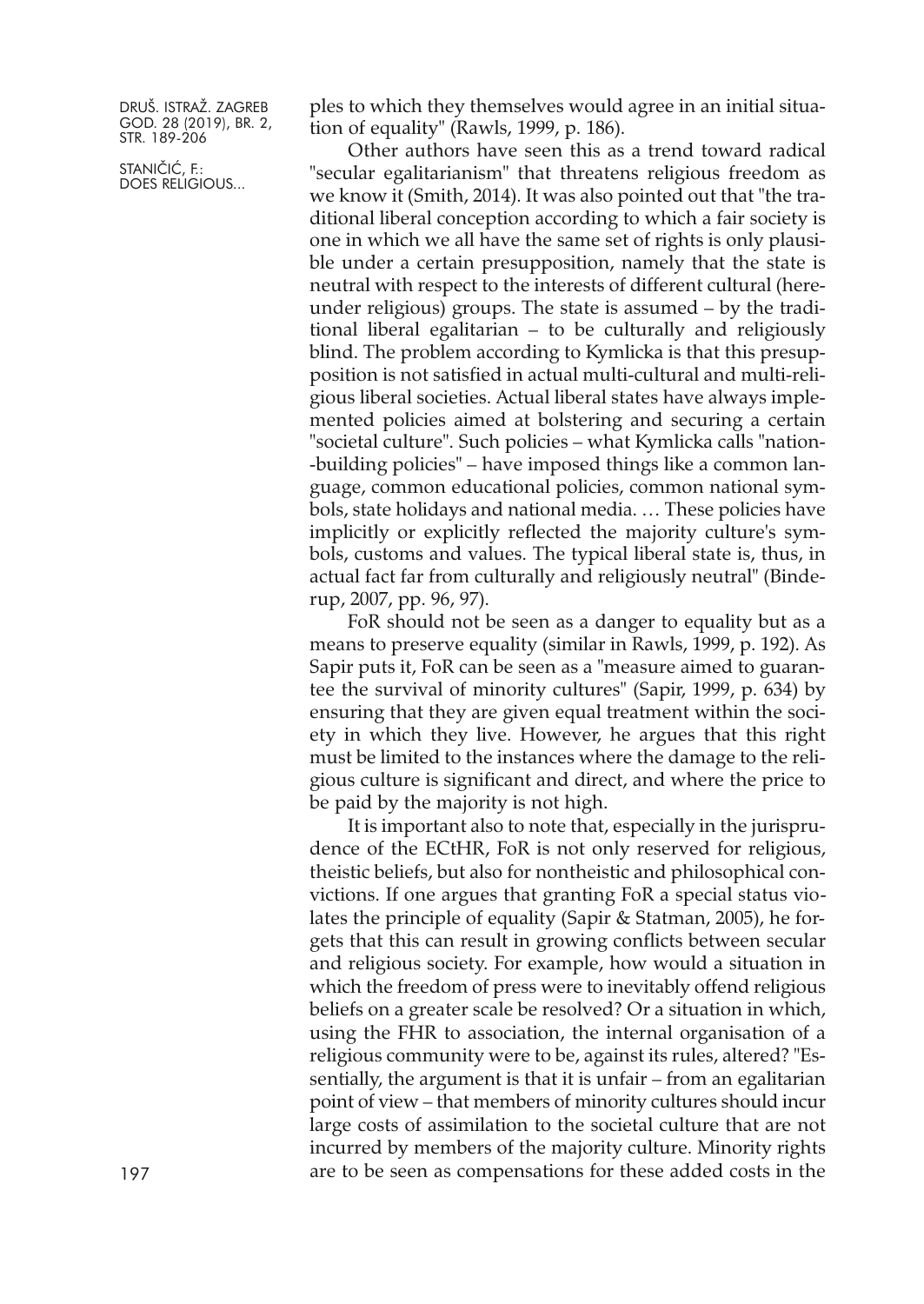ples to which they themselves would agree in an initial situation of equality" (Rawls, 1999, p. 186).

Other authors have seen this as a trend toward radical "secular egalitarianism" that threatens religious freedom as we know it (Smith, 2014). It was also pointed out that "the traditional liberal conception according to which a fair society is one in which we all have the same set of rights is only plausible under a certain presupposition, namely that the state is neutral with respect to the interests of different cultural (hereunder religious) groups. The state is assumed – by the traditional liberal egalitarian – to be culturally and religiously blind. The problem according to Kymlicka is that this presupposition is not satisfied in actual multi-cultural and multi-religious liberal societies. Actual liberal states have always implemented policies aimed at bolstering and securing a certain "societal culture". Such policies – what Kymlicka calls "nation-building policies" – have imposed things like a common language, common educational policies, common national symbols, state holidays and national media. … These policies have implicitly or explicitly reflected the majority culture's symbols, customs and values. The typical liberal state is, thus, in actual fact far from culturally and religiously neutral" (Binderup, 2007, pp. 96, 97).

FoR should not be seen as a danger to equality but as a means to preserve equality (similar in Rawls, 1999, p. 192). As Sapir puts it, FoR can be seen as a "measure aimed to guarantee the survival of minority cultures" (Sapir, 1999, p. 634) by ensuring that they are given equal treatment within the society in which they live. However, he argues that this right must be limited to the instances where the damage to the religious culture is significant and direct, and where the price to be paid by the majority is not high.

It is important also to note that, especially in the jurisprudence of the ECtHR, FoR is not only reserved for religious, theistic beliefs, but also for nontheistic and philosophical convictions. If one argues that granting FoR a special status violates the principle of equality (Sapir & Statman, 2005), he forgets that this can result in growing conflicts between secular and religious society. For example, how would a situation in which the freedom of press were to inevitably offend religious beliefs on a greater scale be resolved? Or a situation in which, using the FHR to association, the internal organisation of a religious community were to be, against its rules, altered? "Essentially, the argument is that it is unfair – from an egalitarian point of view – that members of minority cultures should incur large costs of assimilation to the societal culture that are not incurred by members of the majority culture. Minority rights are to be seen as compensations for these added costs in the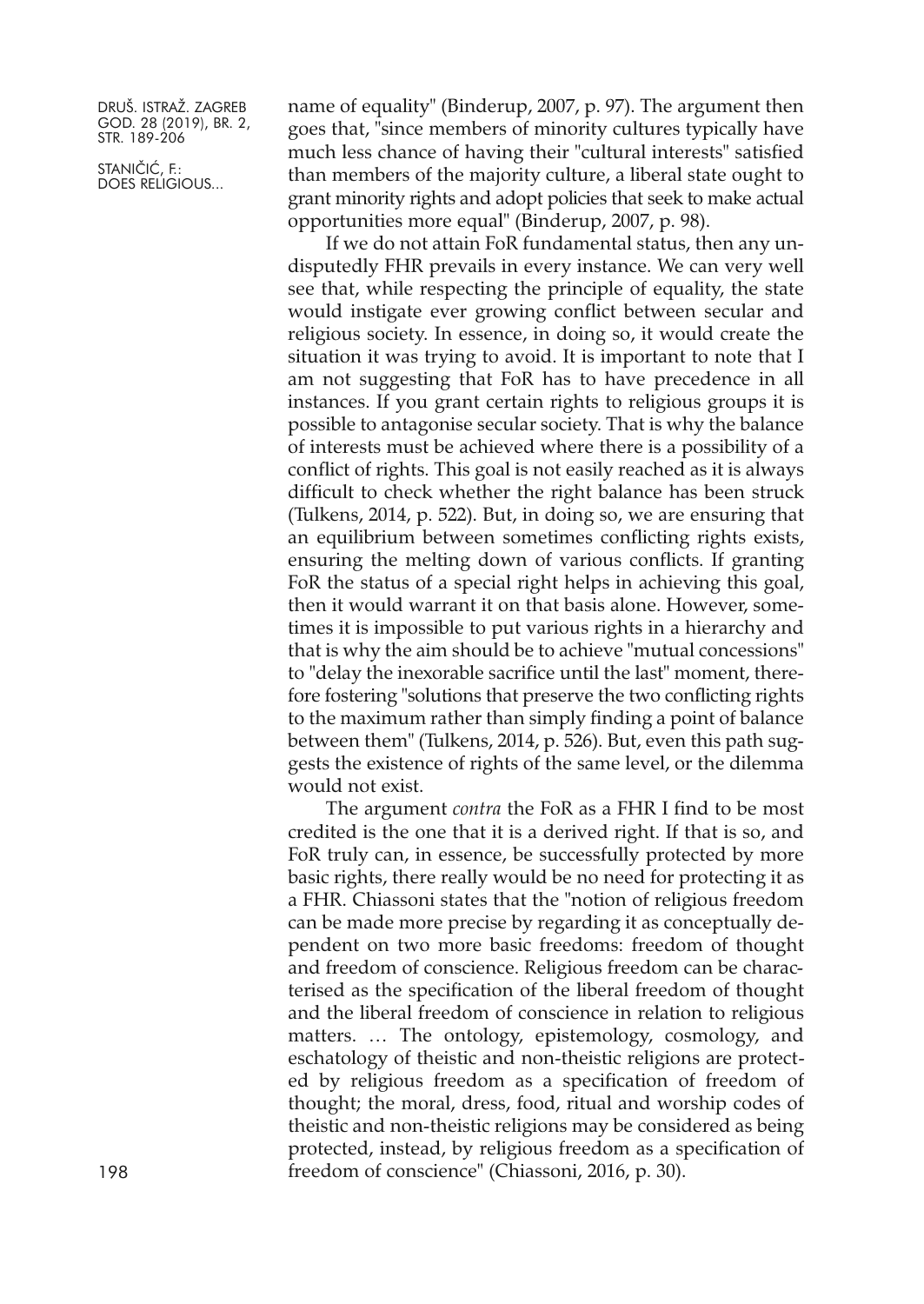name of equality" (Binderup, 2007, p. 97). The argument then goes that, "since members of minority cultures typically have much less chance of having their "cultural interests" satisfied than members of the majority culture, a liberal state ought to grant minority rights and adopt policies that seek to make actual opportunities more equal" (Binderup, 2007, p. 98).

If we do not attain FoR fundamental status, then any undisputedly FHR prevails in every instance. We can very well see that, while respecting the principle of equality, the state would instigate ever growing conflict between secular and religious society. In essence, in doing so, it would create the situation it was trying to avoid. It is important to note that I am not suggesting that FoR has to have precedence in all instances. If you grant certain rights to religious groups it is possible to antagonise secular society. That is why the balance of interests must be achieved where there is a possibility of a conflict of rights. This goal is not easily reached as it is always difficult to check whether the right balance has been struck (Tulkens, 2014, p. 522). But, in doing so, we are ensuring that an equilibrium between sometimes conflicting rights exists, ensuring the melting down of various conflicts. If granting FoR the status of a special right helps in achieving this goal, then it would warrant it on that basis alone. However, sometimes it is impossible to put various rights in a hierarchy and that is why the aim should be to achieve "mutual concessions" to "delay the inexorable sacrifice until the last" moment, therefore fostering "solutions that preserve the two conflicting rights to the maximum rather than simply finding a point of balance between them" (Tulkens, 2014, p. 526). But, even this path suggests the existence of rights of the same level, or the dilemma would not exist.

The argument *contra* the FoR as a FHR I find to be most credited is the one that it is a derived right. If that is so, and FoR truly can, in essence, be successfully protected by more basic rights, there really would be no need for protecting it as a FHR. Chiassoni states that the "notion of religious freedom can be made more precise by regarding it as conceptually dependent on two more basic freedoms: freedom of thought and freedom of conscience. Religious freedom can be characterised as the specification of the liberal freedom of thought and the liberal freedom of conscience in relation to religious matters. … The ontology, epistemology, cosmology, and eschatology of theistic and non-theistic religions are protected by religious freedom as a specification of freedom of thought; the moral, dress, food, ritual and worship codes of theistic and non-theistic religions may be considered as being protected, instead, by religious freedom as a specification of freedom of conscience" (Chiassoni, 2016, p. 30).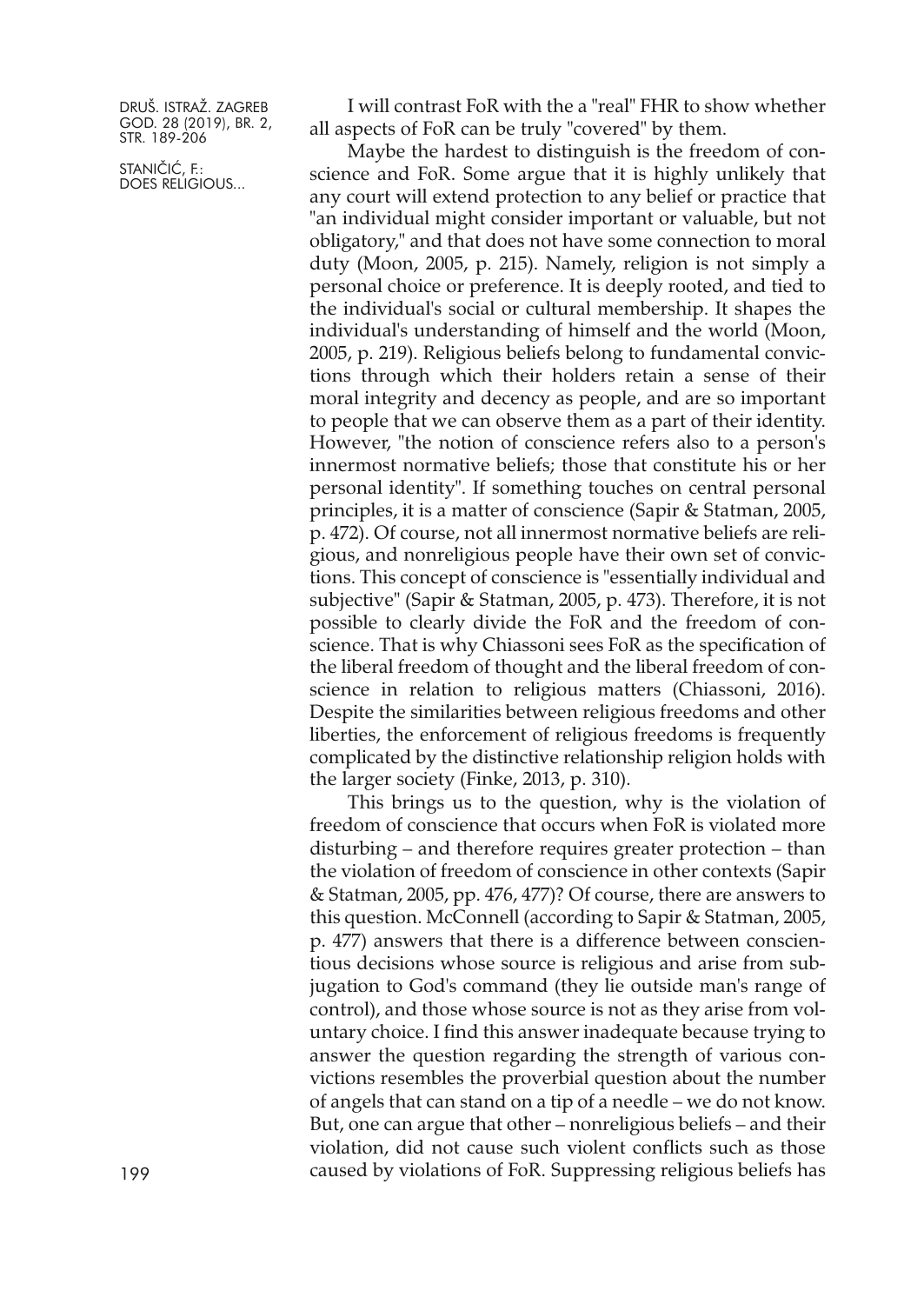I will contrast FoR with the a "real" FHR to show whether all aspects of FoR can be truly "covered" by them.

Maybe the hardest to distinguish is the freedom of conscience and FoR. Some argue that it is highly unlikely that any court will extend protection to any belief or practice that "an individual might consider important or valuable, but not obligatory," and that does not have some connection to moral duty (Moon, 2005, p. 215). Namely, religion is not simply a personal choice or preference. It is deeply rooted, and tied to the individual's social or cultural membership. It shapes the individual's understanding of himself and the world (Moon, 2005, p. 219). Religious beliefs belong to fundamental convictions through which their holders retain a sense of their moral integrity and decency as people, and are so important to people that we can observe them as a part of their identity. However, "the notion of conscience refers also to a person's innermost normative beliefs; those that constitute his or her personal identity". If something touches on central personal principles, it is a matter of conscience (Sapir & Statman, 2005, p. 472). Of course, not all innermost normative beliefs are religious, and nonreligious people have their own set of convictions. This concept of conscience is "essentially individual and subjective" (Sapir & Statman, 2005, p. 473). Therefore, it is not possible to clearly divide the FoR and the freedom of conscience. That is why Chiassoni sees FoR as the specification of the liberal freedom of thought and the liberal freedom of conscience in relation to religious matters (Chiassoni, 2016). Despite the similarities between religious freedoms and other liberties, the enforcement of religious freedoms is frequently complicated by the distinctive relationship religion holds with the larger society (Finke, 2013, p. 310).

This brings us to the question, why is the violation of freedom of conscience that occurs when FoR is violated more disturbing – and therefore requires greater protection – than the violation of freedom of conscience in other contexts (Sapir & Statman, 2005, pp. 476, 477)? Of course, there are answers to this question. McConnell (according to Sapir & Statman, 2005, p. 477) answers that there is a difference between conscientious decisions whose source is religious and arise from subjugation to God's command (they lie outside man's range of control), and those whose source is not as they arise from voluntary choice. I find this answer inadequate because trying to answer the question regarding the strength of various convictions resembles the proverbial question about the number of angels that can stand on a tip of a needle – we do not know. But, one can argue that other – nonreligious beliefs – and their violation, did not cause such violent conflicts such as those caused by violations of FoR. Suppressing religious beliefs has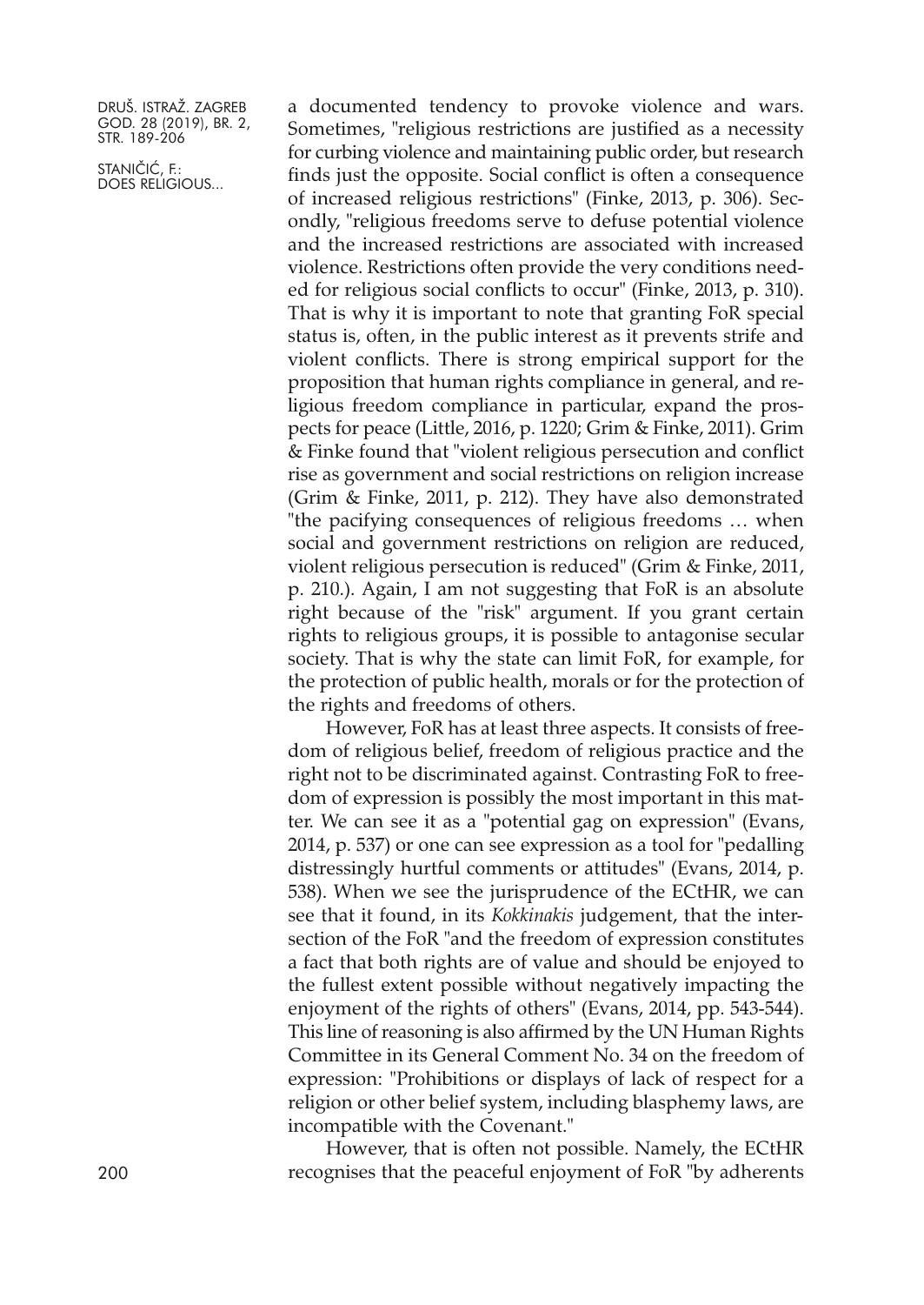a documented tendency to provoke violence and wars. Sometimes, "religious restrictions are justified as a necessity for curbing violence and maintaining public order, but research finds just the opposite. Social conflict is often a consequence of increased religious restrictions" (Finke, 2013, p. 306). Secondly, "religious freedoms serve to defuse potential violence and the increased restrictions are associated with increased violence. Restrictions often provide the very conditions needed for religious social conflicts to occur" (Finke, 2013, p. 310). That is why it is important to note that granting FoR special status is, often, in the public interest as it prevents strife and violent conflicts. There is strong empirical support for the proposition that human rights compliance in general, and religious freedom compliance in particular, expand the prospects for peace (Little, 2016, p. 1220; Grim & Finke, 2011). Grim & Finke found that "violent religious persecution and conflict rise as government and social restrictions on religion increase (Grim & Finke, 2011, p. 212). They have also demonstrated "the pacifying consequences of religious freedoms … when social and government restrictions on religion are reduced, violent religious persecution is reduced" (Grim & Finke, 2011, p. 210.). Again, I am not suggesting that FoR is an absolute right because of the "risk" argument. If you grant certain rights to religious groups, it is possible to antagonise secular society. That is why the state can limit FoR, for example, for the protection of public health, morals or for the protection of the rights and freedoms of others.

However, FoR has at least three aspects. It consists of freedom of religious belief, freedom of religious practice and the right not to be discriminated against. Contrasting FoR to freedom of expression is possibly the most important in this matter. We can see it as a "potential gag on expression" (Evans, 2014, p. 537) or one can see expression as a tool for "pedalling distressingly hurtful comments or attitudes" (Evans, 2014, p. 538). When we see the jurisprudence of the ECtHR, we can see that it found, in its *Kokkinakis* judgement, that the intersection of the FoR "and the freedom of expression constitutes a fact that both rights are of value and should be enjoyed to the fullest extent possible without negatively impacting the enjoyment of the rights of others" (Evans, 2014, pp. 543-544). This line of reasoning is also affirmed by the UN Human Rights Committee in its General Comment No. 34 on the freedom of expression: "Prohibitions or displays of lack of respect for a religion or other belief system, including blasphemy laws, are incompatible with the Covenant."

However, that is often not possible. Namely, the ECtHR recognises that the peaceful enjoyment of FoR "by adherents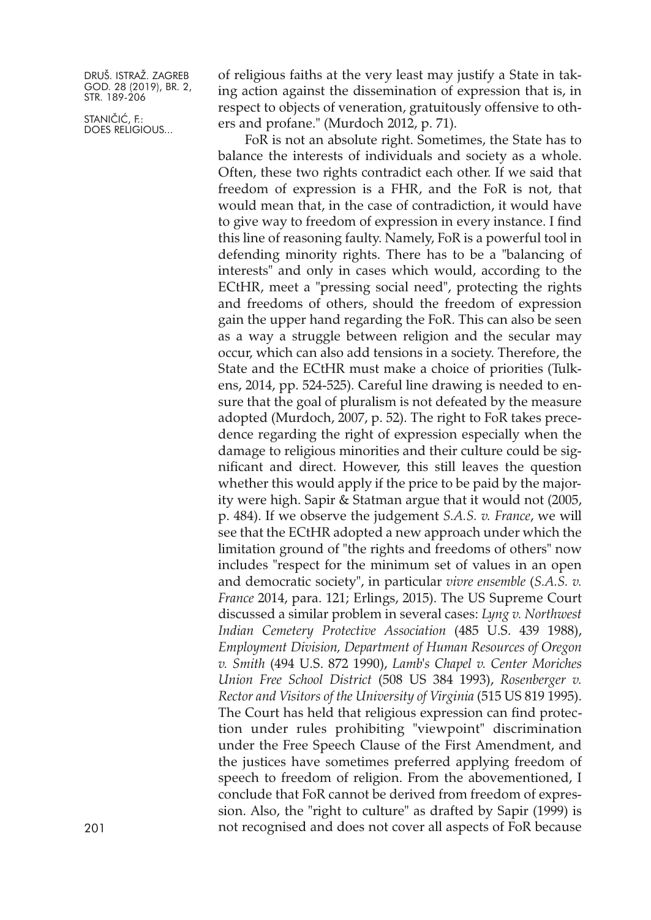of religious faiths at the very least may justify a State in taking action against the dissemination of expression that is, in respect to objects of veneration, gratuitously offensive to others and profane." (Murdoch 2012, p. 71).

FoR is not an absolute right. Sometimes, the State has to balance the interests of individuals and society as a whole. Often, these two rights contradict each other. If we said that freedom of expression is a FHR, and the FoR is not, that would mean that, in the case of contradiction, it would have to give way to freedom of expression in every instance. I find this line of reasoning faulty. Namely, FoR is a powerful tool in defending minority rights. There has to be a "balancing of interests" and only in cases which would, according to the ECtHR, meet a "pressing social need", protecting the rights and freedoms of others, should the freedom of expression gain the upper hand regarding the FoR. This can also be seen as a way a struggle between religion and the secular may occur, which can also add tensions in a society. Therefore, the State and the ECtHR must make a choice of priorities (Tulkens, 2014, pp. 524-525). Careful line drawing is needed to ensure that the goal of pluralism is not defeated by the measure adopted (Murdoch, 2007, p. 52). The right to FoR takes precedence regarding the right of expression especially when the damage to religious minorities and their culture could be significant and direct. However, this still leaves the question whether this would apply if the price to be paid by the majority were high. Sapir & Statman argue that it would not (2005, p. 484). If we observe the judgement *S.A.S. v. France*, we will see that the ECtHR adopted a new approach under which the limitation ground of "the rights and freedoms of others" now includes "respect for the minimum set of values in an open and democratic society", in particular *vivre ensemble* (*S.A.S. v. France* 2014, para. 121; Erlings, 2015). The US Supreme Court discussed a similar problem in several cases: *Lyng v. Northwest Indian Cemetery Protective Association* (485 U.S. 439 1988), *Employment Division, Department of Human Resources of Oregon v. Smith* (494 U.S. 872 1990), *Lamb's Chapel v. Center Moriches Union Free School District* (508 US 384 1993), *Rosenberger v. Rector and Visitors of the University of Virginia* (515 US 819 1995). The Court has held that religious expression can find protection under rules prohibiting "viewpoint" discrimination under the Free Speech Clause of the First Amendment, and the justices have sometimes preferred applying freedom of speech to freedom of religion. From the abovementioned, I conclude that FoR cannot be derived from freedom of expression. Also, the "right to culture" as drafted by Sapir (1999) is not recognised and does not cover all aspects of FoR because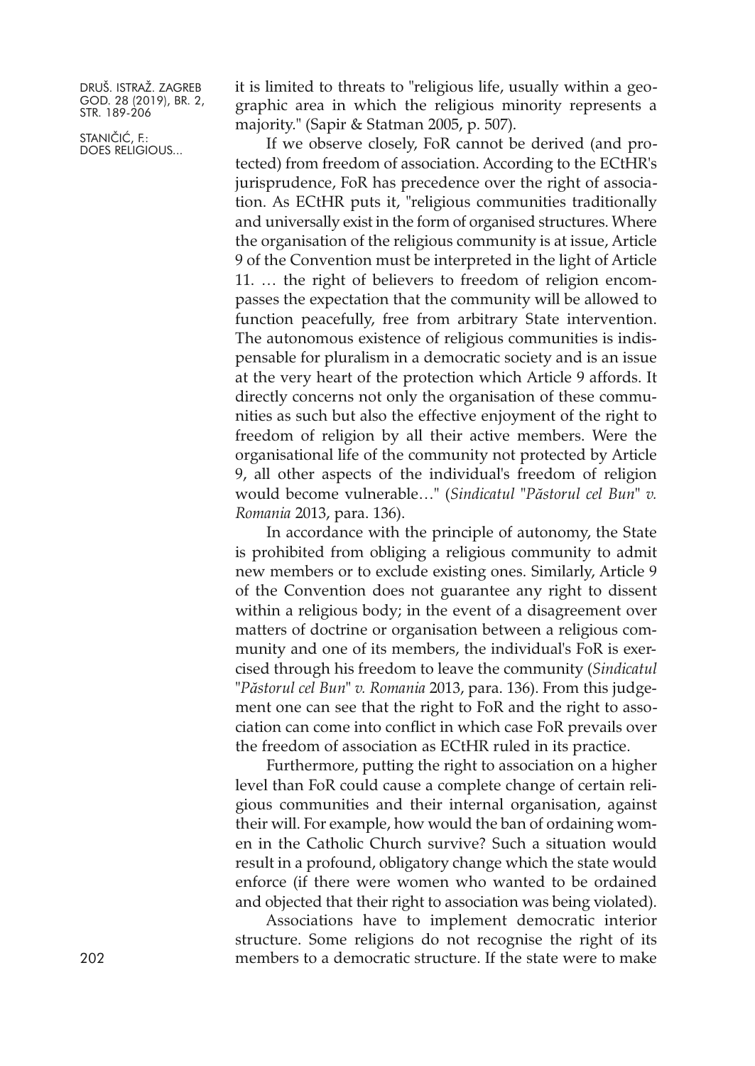it is limited to threats to "religious life, usually within a geographic area in which the religious minority represents a majority." (Sapir & Statman 2005, p. 507).

If we observe closely, FoR cannot be derived (and protected) from freedom of association. According to the ECtHR's jurisprudence, FoR has precedence over the right of association. As ECtHR puts it, "religious communities traditionally and universally exist in the form of organised structures. Where the organisation of the religious community is at issue, Article 9 of the Convention must be interpreted in the light of Article 11. … the right of believers to freedom of religion encompasses the expectation that the community will be allowed to function peacefully, free from arbitrary State intervention. The autonomous existence of religious communities is indispensable for pluralism in a democratic society and is an issue at the very heart of the protection which Article 9 affords. It directly concerns not only the organisation of these communities as such but also the effective enjoyment of the right to freedom of religion by all their active members. Were the organisational life of the community not protected by Article 9, all other aspects of the individual's freedom of religion would become vulnerable…" (*Sindicatul "Păstorul cel Bun" v. Romania* 2013, para. 136).

In accordance with the principle of autonomy, the State is prohibited from obliging a religious community to admit new members or to exclude existing ones. Similarly, Article 9 of the Convention does not guarantee any right to dissent within a religious body; in the event of a disagreement over matters of doctrine or organisation between a religious community and one of its members, the individual's FoR is exercised through his freedom to leave the community (*Sindicatul "Păstorul cel Bun" v. Romania* 2013, para. 136). From this judgement one can see that the right to FoR and the right to association can come into conflict in which case FoR prevails over the freedom of association as ECtHR ruled in its practice.

Furthermore, putting the right to association on a higher level than FoR could cause a complete change of certain religious communities and their internal organisation, against their will. For example, how would the ban of ordaining women in the Catholic Church survive? Such a situation would result in a profound, obligatory change which the state would enforce (if there were women who wanted to be ordained and objected that their right to association was being violated).

Associations have to implement democratic interior structure. Some religions do not recognise the right of its members to a democratic structure. If the state were to make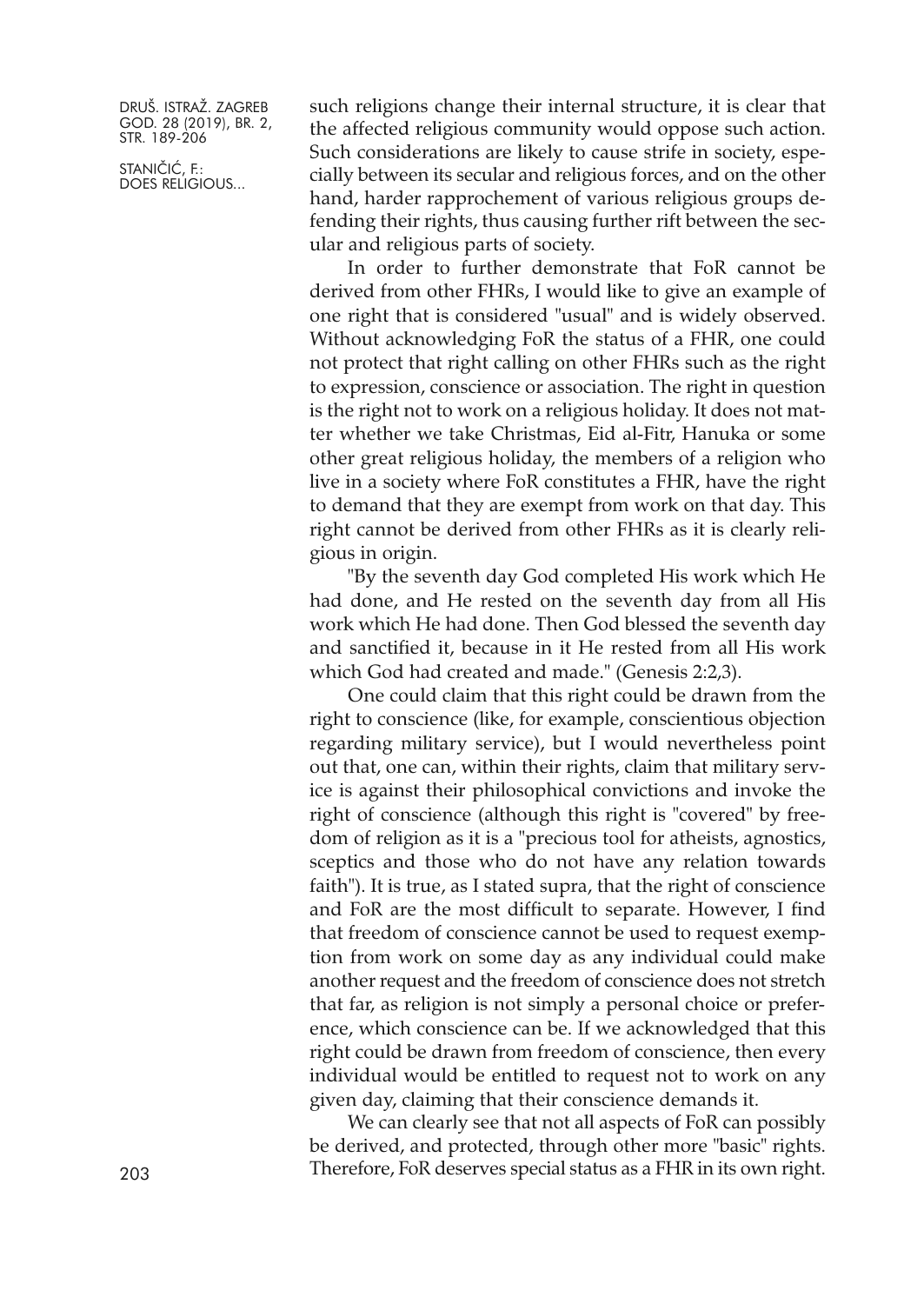such religions change their internal structure, it is clear that the affected religious community would oppose such action. Such considerations are likely to cause strife in society, especially between its secular and religious forces, and on the other hand, harder rapprochement of various religious groups defending their rights, thus causing further rift between the secular and religious parts of society.

In order to further demonstrate that FoR cannot be derived from other FHRs, I would like to give an example of one right that is considered "usual" and is widely observed. Without acknowledging FoR the status of a FHR, one could not protect that right calling on other FHRs such as the right to expression, conscience or association. The right in question is the right not to work on a religious holiday. It does not matter whether we take Christmas, Eid al-Fitr, Hanuka or some other great religious holiday, the members of a religion who live in a society where FoR constitutes a FHR, have the right to demand that they are exempt from work on that day. This right cannot be derived from other FHRs as it is clearly religious in origin.

"By the seventh day God completed His work which He had done, and He rested on the seventh day from all His work which He had done. Then God blessed the seventh day and sanctified it, because in it He rested from all His work which God had created and made." (Genesis 2:2,3).

One could claim that this right could be drawn from the right to conscience (like, for example, conscientious objection regarding military service), but I would nevertheless point out that, one can, within their rights, claim that military service is against their philosophical convictions and invoke the right of conscience (although this right is "covered" by freedom of religion as it is a "precious tool for atheists, agnostics, sceptics and those who do not have any relation towards faith"). It is true, as I stated supra, that the right of conscience and FoR are the most difficult to separate. However, I find that freedom of conscience cannot be used to request exemption from work on some day as any individual could make another request and the freedom of conscience does not stretch that far, as religion is not simply a personal choice or preference, which conscience can be. If we acknowledged that this right could be drawn from freedom of conscience, then every individual would be entitled to request not to work on any given day, claiming that their conscience demands it.

We can clearly see that not all aspects of FoR can possibly be derived, and protected, through other more "basic" rights. Therefore, FoR deserves special status as a FHR in its own right.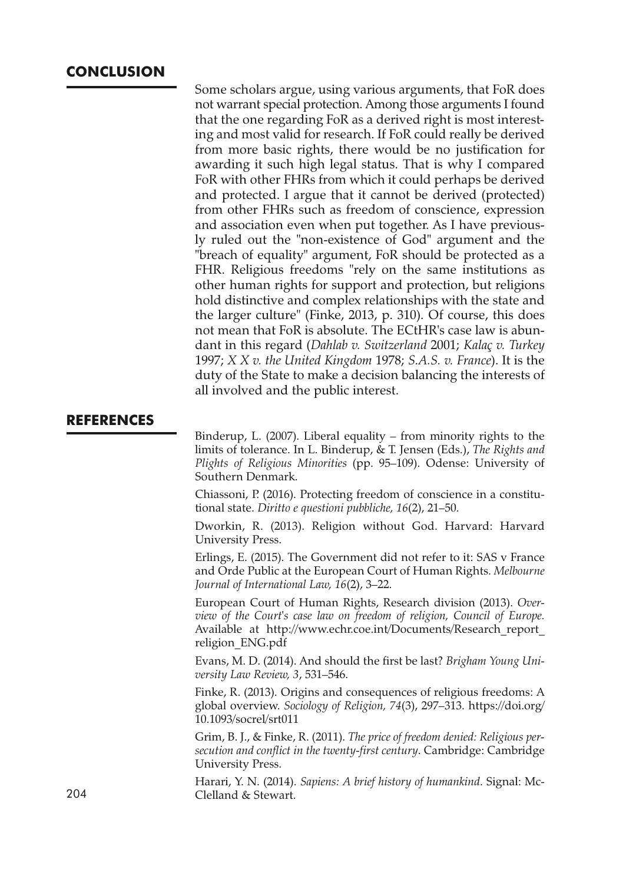## CONCLUSION

Some scholars argue, using various arguments, that FoR does not warrant special protection. Among those arguments I found that the one regarding FoR as a derived right is most interesting and most valid for research. If FoR could really be derived from more basic rights, there would be no justification for awarding it such high legal status. That is why I compared FoR with other FHRs from which it could perhaps be derived and protected. I argue that it cannot be derived (protected) from other FHRs such as freedom of conscience, expression and association even when put together. As I have previously ruled out the "non-existence of God" argument and the "breach of equality" argument, FoR should be protected as a FHR. Religious freedoms "rely on the same institutions as other human rights for support and protection, but religions hold distinctive and complex relationships with the state and the larger culture" (Finke, 2013, p. 310). Of course, this does not mean that FoR is absolute. The ECtHR's case law is abundant in this regard (*Dahlab v. Switzerland* 2001; *Kalaç v. Turkey* 1997; *X X v. the United Kingdom* 1978; *S.A.S. v. France*). It is the duty of the State to make a decision balancing the interests of all involved and the public interest.

## REFERENCES

Binderup, L. (2007). Liberal equality – from minority rights to the limits of tolerance. In L. Binderup, & T. Jensen (Eds.), *The Rights and Plights of Religious Minorities* (pp. 95–109). Odense: University of Southern Denmark.

Chiassoni, P. (2016). Protecting freedom of conscience in a constitutional state. *Diritto e questioni pubbliche, 16*(2), 21–50.

Dworkin, R. (2013). Religion without God. Harvard: Harvard University Press.

Erlings, E. (2015). The Government did not refer to it: SAS v France and Orde Public at the European Court of Human Rights. *Melbourne Journal of International Law, 16*(2), 3–22.

European Court of Human Rights, Research division (2013). *Overview of the Court's case law on freedom of religion, Council of Europe.* Available at http://www.echr.coe.int/Documents/Research_report_religion_ENG.pdf

Evans, M. D. (2014). And should the first be last? *Brigham Young University Law Review, 3*, 531–546.

Finke, R. (2013). Origins and consequences of religious freedoms: A global overview. *Sociology of Religion, 74*(3), 297–313. https://doi.org/10.1093/socrel/srt011

Grim, B. J., & Finke, R. (2011). *The price of freedom denied: Religious persecution and conflict in the twenty-first century*. Cambridge: Cambridge University Press.

Harari, Y. N. (2014). *Sapiens: A brief history of humankind*. Signal: McClelland & Stewart.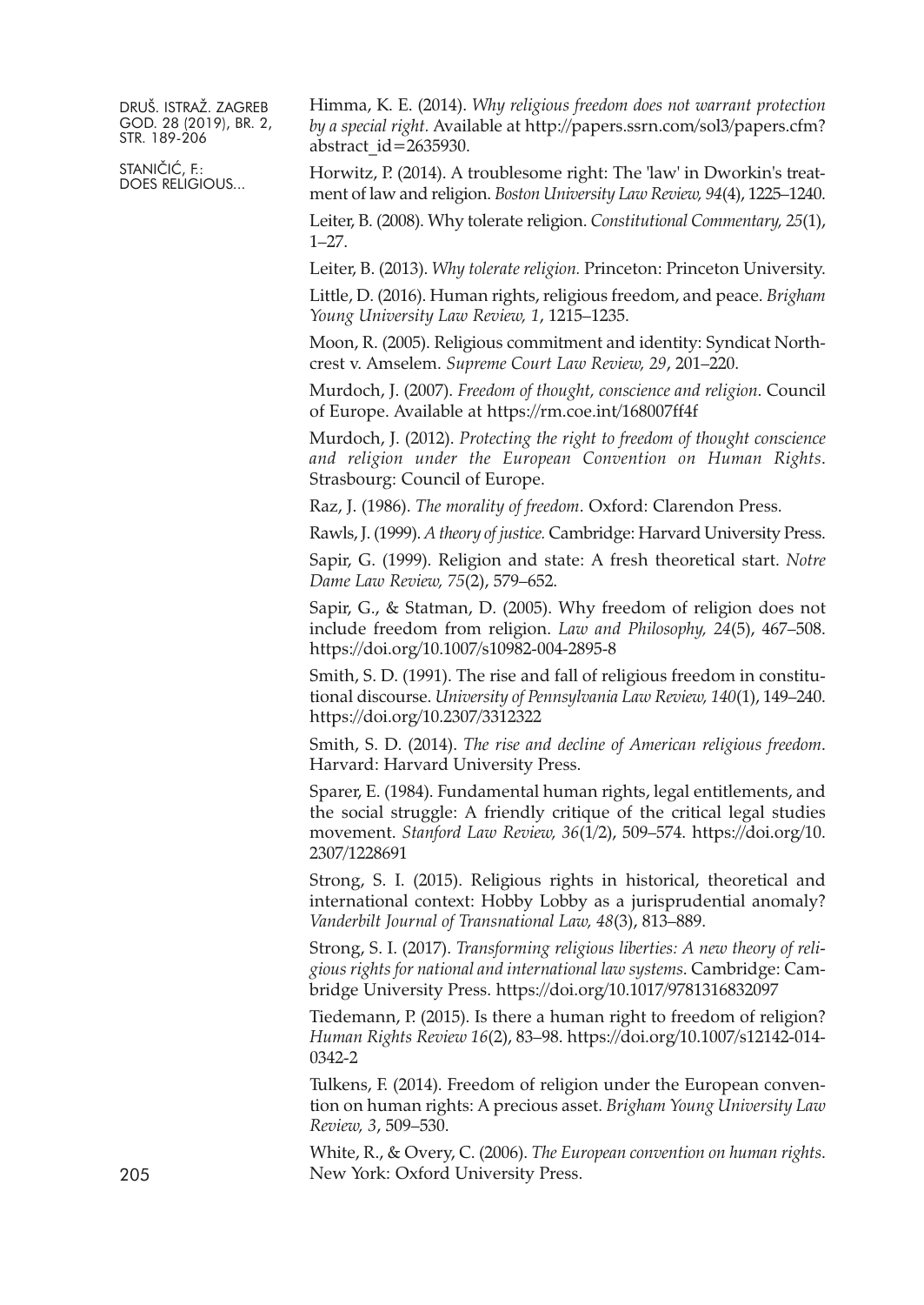Himma, K. E. (2014). *Why religious freedom does not warrant protection by a special right.* Available at http://papers.ssrn.com/sol3/papers.cfm?abstract_id=2635930.

Horwitz, P. (2014). A troublesome right: The 'law' in Dworkin's treatment of law and religion. *Boston University Law Review, 94*(4), 1225–1240.

Leiter, B. (2008). Why tolerate religion. *Constitutional Commentary, 25*(1), 1–27.

Leiter, B. (2013). *Why tolerate religion.* Princeton: Princeton University.

Little, D. (2016). Human rights, religious freedom, and peace. *Brigham Young University Law Review, 1*, 1215–1235.

Moon, R. (2005). Religious commitment and identity: Syndicat Northcrest v. Amselem. *Supreme Court Law Review, 29*, 201–220.

Murdoch, J. (2007). *Freedom of thought, conscience and religion*. Council of Europe. Available at https://rm.coe.int/168007ff4f

Murdoch, J. (2012). *Protecting the right to freedom of thought conscience and religion under the European Convention on Human Rights*. Strasbourg: Council of Europe.

Raz, J. (1986). *The morality of freedom*. Oxford: Clarendon Press.

Rawls, J. (1999). *A theory of justice.* Cambridge: Harvard University Press.

Sapir, G. (1999). Religion and state: A fresh theoretical start. *Notre Dame Law Review, 75*(2), 579–652.

Sapir, G., & Statman, D. (2005). Why freedom of religion does not include freedom from religion. *Law and Philosophy, 24*(5), 467–508. https://doi.org/10.1007/s10982-004-2895-8

Smith, S. D. (1991). The rise and fall of religious freedom in constitutional discourse. *University of Pennsylvania Law Review, 140*(1), 149–240. https://doi.org/10.2307/3312322

Smith, S. D. (2014). *The rise and decline of American religious freedom*. Harvard: Harvard University Press.

Sparer, E. (1984). Fundamental human rights, legal entitlements, and the social struggle: A friendly critique of the critical legal studies movement. *Stanford Law Review, 36*(1/2), 509–574. https://doi.org/10.2307/1228691

Strong, S. I. (2015). Religious rights in historical, theoretical and international context: Hobby Lobby as a jurisprudential anomaly? *Vanderbilt Journal of Transnational Law, 48*(3), 813–889.

Strong, S. I. (2017). *Transforming religious liberties: A new theory of religious rights for national and international law systems*. Cambridge: Cambridge University Press. https://doi.org/10.1017/9781316832097

Tiedemann, P. (2015). Is there a human right to freedom of religion? *Human Rights Review 16*(2), 83–98. https://doi.org/10.1007/s12142-014-0342-2

Tulkens, F. (2014). Freedom of religion under the European convention on human rights: A precious asset. *Brigham Young University Law Review, 3*, 509–530.

White, R., & Overy, C. (2006). *The European convention on human rights*. New York: Oxford University Press.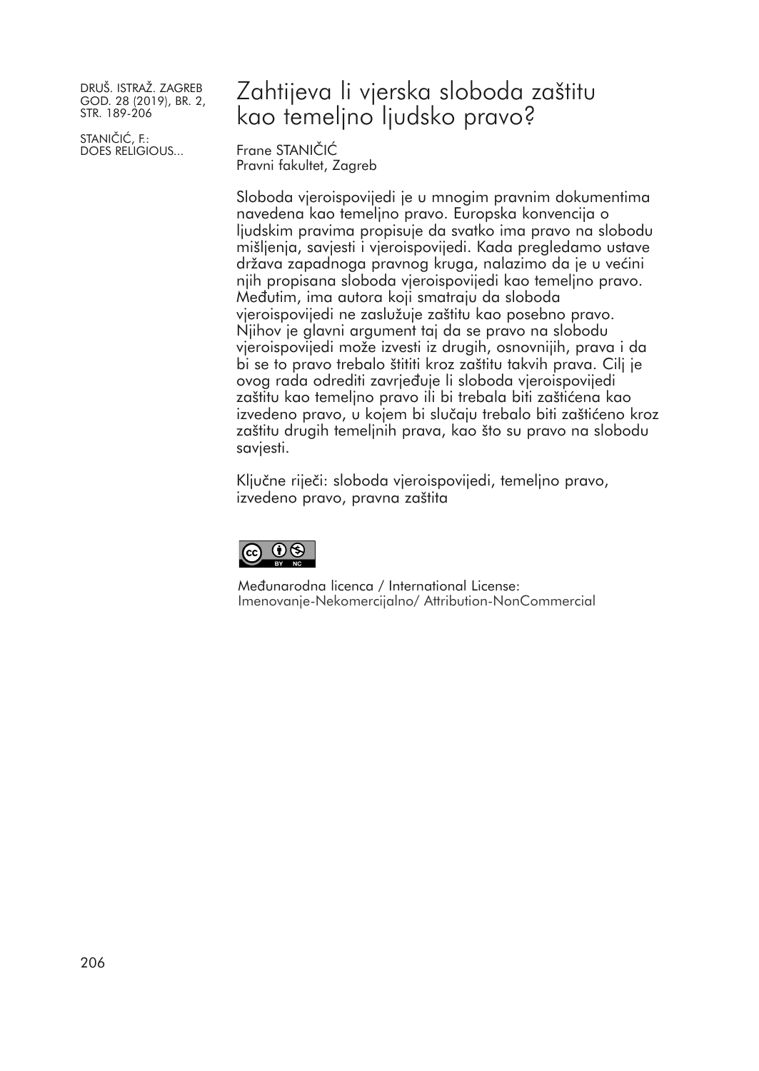# Zahtijeva li vjerska sloboda zaštitu kao temeljno ljudsko pravo?

Frane STANIČIĆ
Pravni fakultet, Zagreb

Sloboda vjeroispovijedi je u mnogim pravnim dokumentima navedena kao temeljno pravo. Europska konvencija o ljudskim pravima propisuje da svatko ima pravo na slobodu mišljenja, savjesti i vjeroispovijedi. Kada pregledamo ustave država zapadnoga pravnog kruga, nalazimo da je u većini njih propisana sloboda vjeroispovijedi kao temeljno pravo. Međutim, ima autora koji smatraju da sloboda vjeroispovijedi ne zaslužuje zaštitu kao posebno pravo. Njihov je glavni argument taj da se pravo na slobodu vjeroispovijedi može izvesti iz drugih, osnovnijih, prava i da bi se to pravo trebalo štititi kroz zaštitu takvih prava. Cilj je ovog rada odrediti zavrjeđuje li sloboda vjeroispovijedi zaštitu kao temeljno pravo ili bi trebala biti zaštićena kao izvedeno pravo, u kojem bi slučaju trebalo biti zaštićeno kroz zaštitu drugih temeljnih prava, kao što su pravo na slobodu savjesti.

Ključne riječi: sloboda vjeroispovijedi, temeljno pravo, izvedeno pravo, pravna zaštita

Međunarodna licenca / International License:
Imenovanje-Nekomercijalno/ Attribution-NonCommercial